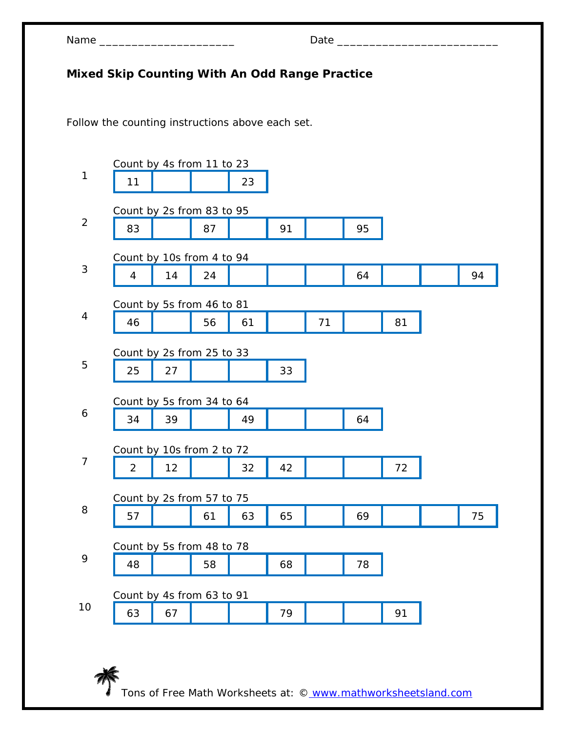Name ______________________ Date ___________________________

**Mixed Skip Counting With An Odd Range Practice**

Follow the counting instructions above each set.

1. Count by 4s from 11 to 23

| 11 | | | 23 |
|---|---|---|---|

2. Count by 2s from 83 to 95

| 83 | | 87 | | 91 | | 95 |
|---|---|---|---|---|---|---|

3. Count by 10s from 4 to 94

| 4 | 14 | 24 | | | | 64 | | | 94 |
|---|---|---|---|---|---|---|---|---|---|

4. Count by 5s from 46 to 81

| 46 | | 56 | 61 | | 71 | | 81 |
|---|---|---|---|---|---|---|---|

5. Count by 2s from 25 to 33

| 25 | 27 | | | 33 |
|---|---|---|---|---|

6. Count by 5s from 34 to 64

| 34 | 39 | | 49 | | | 64 |
|---|---|---|---|---|---|---|

7. Count by 10s from 2 to 72

| 2 | 12 | | 32 | 42 | | | 72 |
|---|---|---|---|---|---|---|---|

8. Count by 2s from 57 to 75

| 57 | | 61 | 63 | 65 | | 69 | | | 75 |
|---|---|---|---|---|---|---|---|---|---|

9. Count by 5s from 48 to 78

| 48 | | 58 | | 68 | | 78 |
|---|---|---|---|---|---|---|

10. Count by 4s from 63 to 91

| 63 | 67 | | | 79 | | | 91 |
|---|---|---|---|---|---|---|---|

Tons of Free Math Worksheets at: © www.mathworksheetsland.com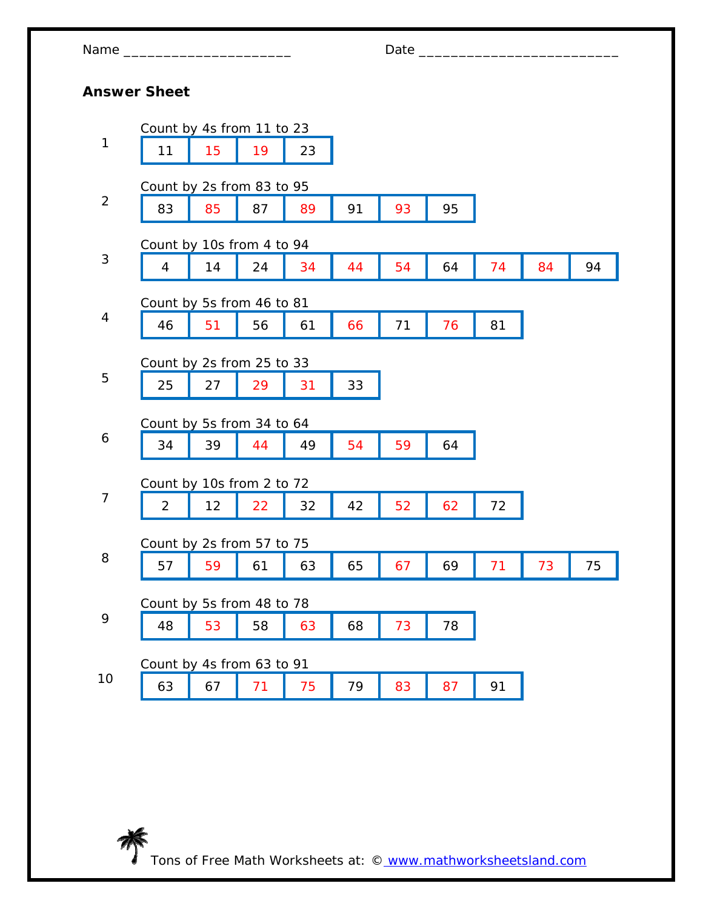Name ____________________ Date ________________________

**Answer Sheet**

1. Count by 4s from 11 to 23

| | | | |
|---|---|---|---|
| 11 | 15 | 19 | 23 |

2. Count by 2s from 83 to 95

| | | | | | | |
|---|---|---|---|---|---|---|
| 83 | 85 | 87 | 89 | 91 | 93 | 95 |

3. Count by 10s from 4 to 94

| | | | | | | | | | |
|---|---|---|---|---|---|---|---|---|---|
| 4 | 14 | 24 | 34 | 44 | 54 | 64 | 74 | 84 | 94 |

4. Count by 5s from 46 to 81

| | | | | | | | |
|---|---|---|---|---|---|---|---|
| 46 | 51 | 56 | 61 | 66 | 71 | 76 | 81 |

5. Count by 2s from 25 to 33

| | | | | |
|---|---|---|---|---|
| 25 | 27 | 29 | 31 | 33 |

6. Count by 5s from 34 to 64

| | | | | | | |
|---|---|---|---|---|---|---|
| 34 | 39 | 44 | 49 | 54 | 59 | 64 |

7. Count by 10s from 2 to 72

| | | | | | | | |
|---|---|---|---|---|---|---|---|
| 2 | 12 | 22 | 32 | 42 | 52 | 62 | 72 |

8. Count by 2s from 57 to 75

| | | | | | | | | | |
|---|---|---|---|---|---|---|---|---|---|
| 57 | 59 | 61 | 63 | 65 | 67 | 69 | 71 | 73 | 75 |

9. Count by 5s from 48 to 78

| | | | | | | |
|---|---|---|---|---|---|---|
| 48 | 53 | 58 | 63 | 68 | 73 | 78 |

10. Count by 4s from 63 to 91

| | | | | | | | |
|---|---|---|---|---|---|---|---|
| 63 | 67 | 71 | 75 | 79 | 83 | 87 | 91 |

Tons of Free Math Worksheets at: © www.mathworksheetsland.com